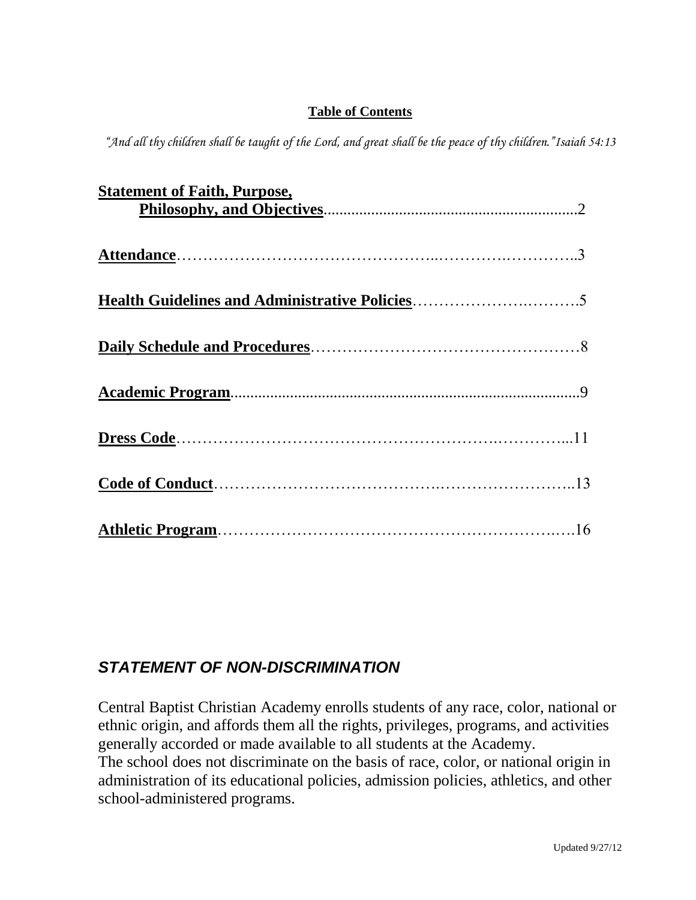**Table of Contents**

*"And all thy children shall be taught of the Lord, and great shall be the peace of thy children." Isaiah 54:13*

**Statement of Faith, Purpose, Philosophy, and Objectives**..............2

**Attendance**..............3

**Health Guidelines and Administrative Policies**..............5

**Daily Schedule and Procedures**..............8

**Academic Program**..............9

**Dress Code**..............11

**Code of Conduct**..............13

**Athletic Program**..............16

## *STATEMENT OF NON-DISCRIMINATION*

Central Baptist Christian Academy enrolls students of any race, color, national or ethnic origin, and affords them all the rights, privileges, programs, and activities generally accorded or made available to all students at the Academy.
The school does not discriminate on the basis of race, color, or national origin in administration of its educational policies, admission policies, athletics, and other school-administered programs.

Updated 9/27/12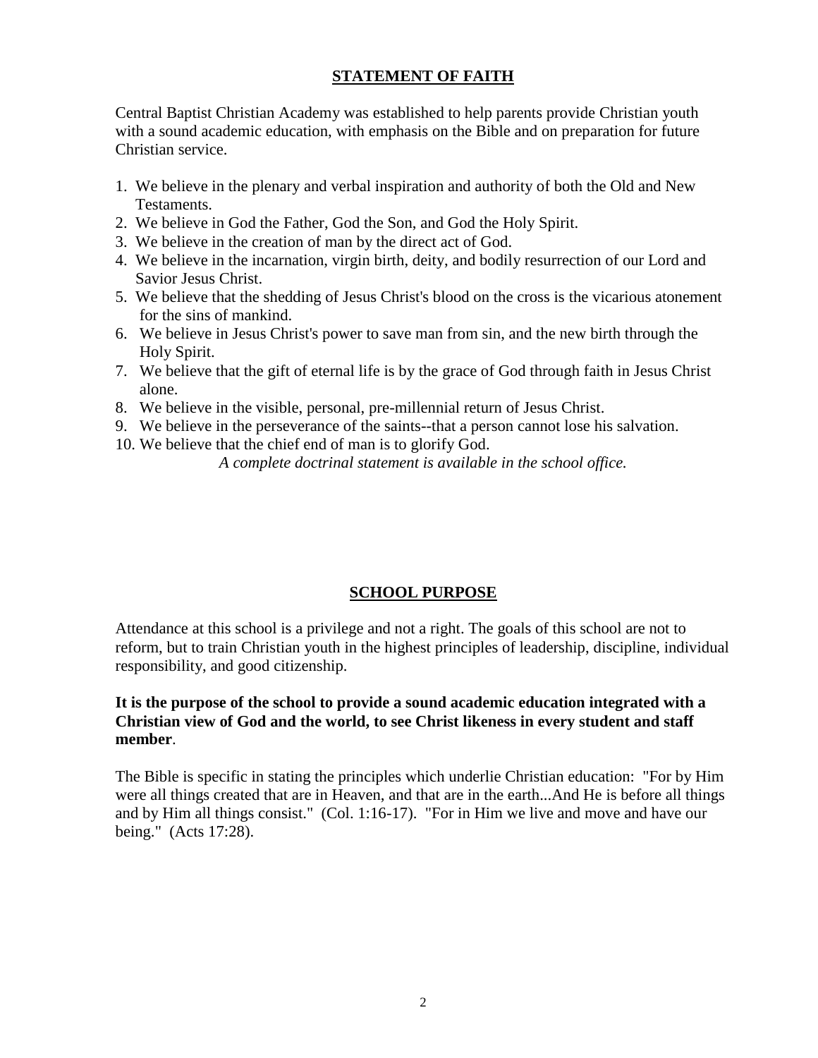## STATEMENT OF FAITH

Central Baptist Christian Academy was established to help parents provide Christian youth with a sound academic education, with emphasis on the Bible and on preparation for future Christian service.

1. We believe in the plenary and verbal inspiration and authority of both the Old and New Testaments.
2. We believe in God the Father, God the Son, and God the Holy Spirit.
3. We believe in the creation of man by the direct act of God.
4. We believe in the incarnation, virgin birth, deity, and bodily resurrection of our Lord and Savior Jesus Christ.
5. We believe that the shedding of Jesus Christ's blood on the cross is the vicarious atonement for the sins of mankind.
6. We believe in Jesus Christ's power to save man from sin, and the new birth through the Holy Spirit.
7. We believe that the gift of eternal life is by the grace of God through faith in Jesus Christ alone.
8. We believe in the visible, personal, pre-millennial return of Jesus Christ.
9. We believe in the perseverance of the saints--that a person cannot lose his salvation.
10. We believe that the chief end of man is to glorify God.

*A complete doctrinal statement is available in the school office.*

## SCHOOL PURPOSE

Attendance at this school is a privilege and not a right. The goals of this school are not to reform, but to train Christian youth in the highest principles of leadership, discipline, individual responsibility, and good citizenship.

**It is the purpose of the school to provide a sound academic education integrated with a Christian view of God and the world, to see Christ likeness in every student and staff member**.

The Bible is specific in stating the principles which underlie Christian education: "For by Him were all things created that are in Heaven, and that are in the earth...And He is before all things and by Him all things consist." (Col. 1:16-17). "For in Him we live and move and have our being." (Acts 17:28).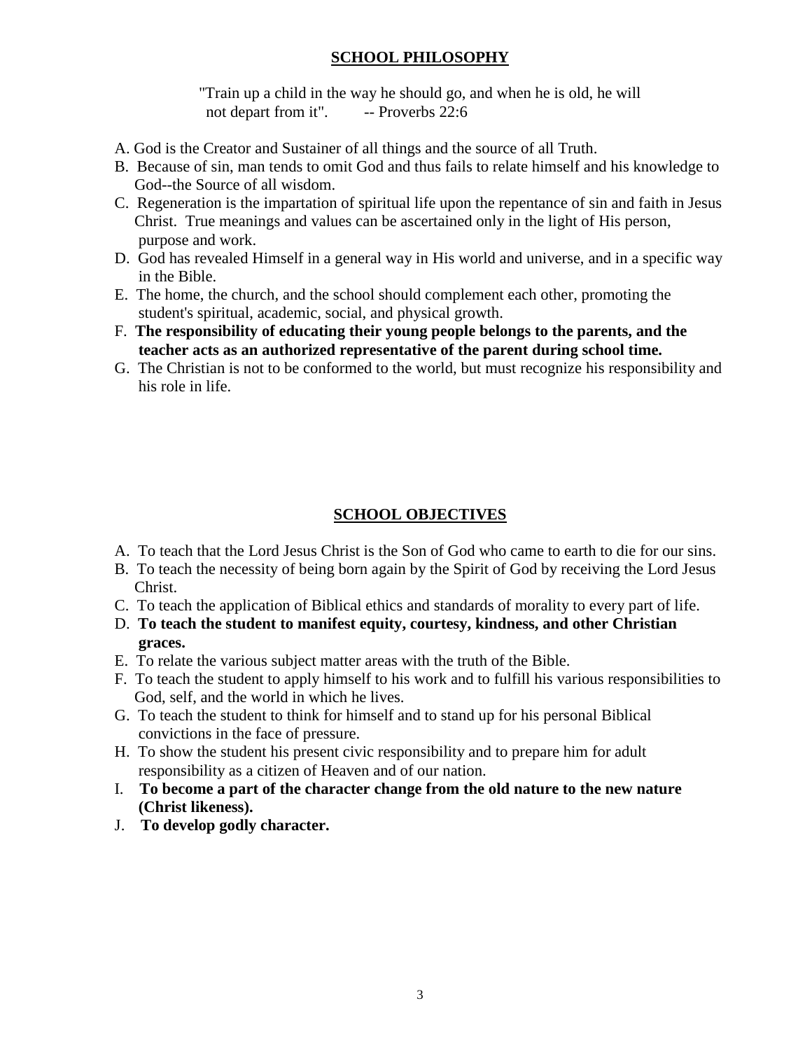## SCHOOL PHILOSOPHY

"Train up a child in the way he should go, and when he is old, he will not depart from it". -- Proverbs 22:6

A. God is the Creator and Sustainer of all things and the source of all Truth.
B. Because of sin, man tends to omit God and thus fails to relate himself and his knowledge to God--the Source of all wisdom.
C. Regeneration is the impartation of spiritual life upon the repentance of sin and faith in Jesus Christ. True meanings and values can be ascertained only in the light of His person, purpose and work.
D. God has revealed Himself in a general way in His world and universe, and in a specific way in the Bible.
E. The home, the church, and the school should complement each other, promoting the student's spiritual, academic, social, and physical growth.
F. **The responsibility of educating their young people belongs to the parents, and the teacher acts as an authorized representative of the parent during school time.**
G. The Christian is not to be conformed to the world, but must recognize his responsibility and his role in life.

## SCHOOL OBJECTIVES

A. To teach that the Lord Jesus Christ is the Son of God who came to earth to die for our sins.
B. To teach the necessity of being born again by the Spirit of God by receiving the Lord Jesus Christ.
C. To teach the application of Biblical ethics and standards of morality to every part of life.
D. **To teach the student to manifest equity, courtesy, kindness, and other Christian graces.**
E. To relate the various subject matter areas with the truth of the Bible.
F. To teach the student to apply himself to his work and to fulfill his various responsibilities to God, self, and the world in which he lives.
G. To teach the student to think for himself and to stand up for his personal Biblical convictions in the face of pressure.
H. To show the student his present civic responsibility and to prepare him for adult responsibility as a citizen of Heaven and of our nation.
I. **To become a part of the character change from the old nature to the new nature (Christ likeness).**
J. **To develop godly character.**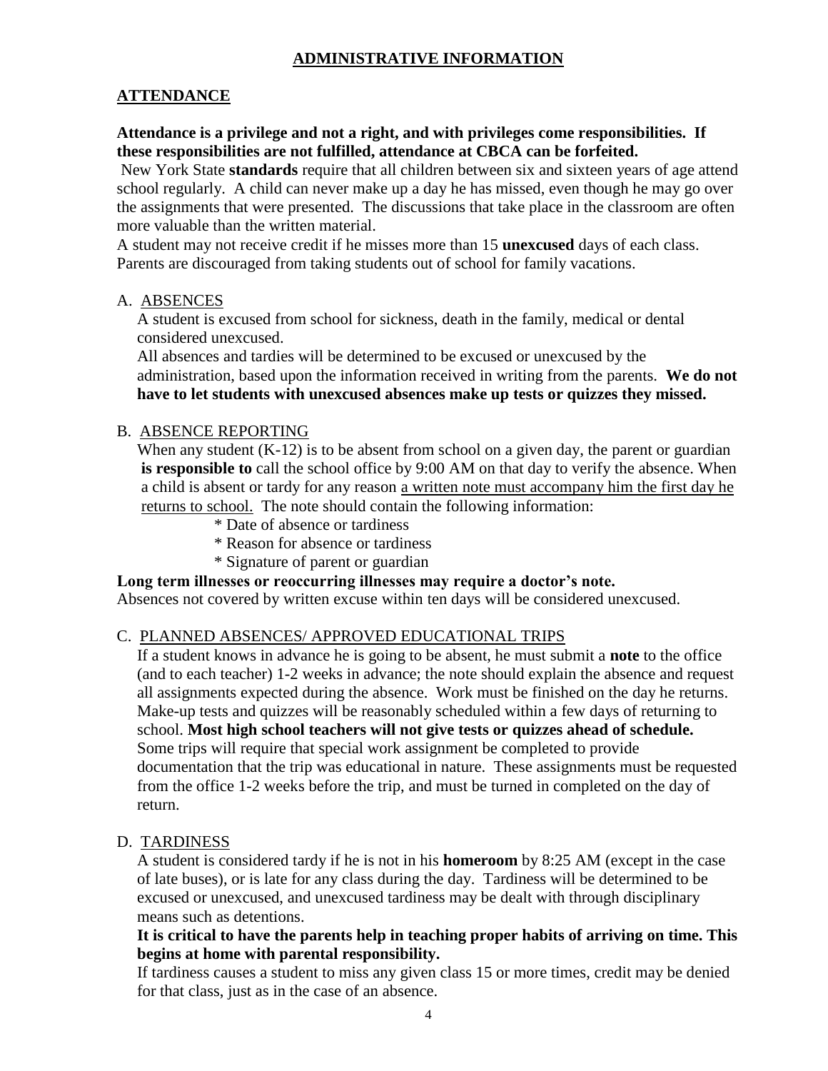# ADMINISTRATIVE INFORMATION

## ATTENDANCE

**Attendance is a privilege and not a right, and with privileges come responsibilities. If these responsibilities are not fulfilled, attendance at CBCA can be forfeited.**

New York State **standards** require that all children between six and sixteen years of age attend school regularly. A child can never make up a day he has missed, even though he may go over the assignments that were presented. The discussions that take place in the classroom are often more valuable than the written material.

A student may not receive credit if he misses more than 15 **unexcused** days of each class. Parents are discouraged from taking students out of school for family vacations.

### A. ABSENCES

A student is excused from school for sickness, death in the family, medical or dental considered unexcused.

All absences and tardies will be determined to be excused or unexcused by the administration, based upon the information received in writing from the parents. **We do not have to let students with unexcused absences make up tests or quizzes they missed.**

### B. ABSENCE REPORTING

When any student (K-12) is to be absent from school on a given day, the parent or guardian **is responsible to** call the school office by 9:00 AM on that day to verify the absence. When a child is absent or tardy for any reason <u>a written note must accompany him the first day he returns to school.</u> The note should contain the following information:

* Date of absence or tardiness
* Reason for absence or tardiness
* Signature of parent or guardian

**Long term illnesses or reoccurring illnesses may require a doctor's note.**

Absences not covered by written excuse within ten days will be considered unexcused.

### C. PLANNED ABSENCES/ APPROVED EDUCATIONAL TRIPS

If a student knows in advance he is going to be absent, he must submit a **note** to the office (and to each teacher) 1-2 weeks in advance; the note should explain the absence and request all assignments expected during the absence. Work must be finished on the day he returns. Make-up tests and quizzes will be reasonably scheduled within a few days of returning to school. **Most high school teachers will not give tests or quizzes ahead of schedule.** Some trips will require that special work assignment be completed to provide documentation that the trip was educational in nature. These assignments must be requested from the office 1-2 weeks before the trip, and must be turned in completed on the day of return.

### D. TARDINESS

A student is considered tardy if he is not in his **homeroom** by 8:25 AM (except in the case of late buses), or is late for any class during the day. Tardiness will be determined to be excused or unexcused, and unexcused tardiness may be dealt with through disciplinary means such as detentions.

**It is critical to have the parents help in teaching proper habits of arriving on time. This begins at home with parental responsibility.**

If tardiness causes a student to miss any given class 15 or more times, credit may be denied for that class, just as in the case of an absence.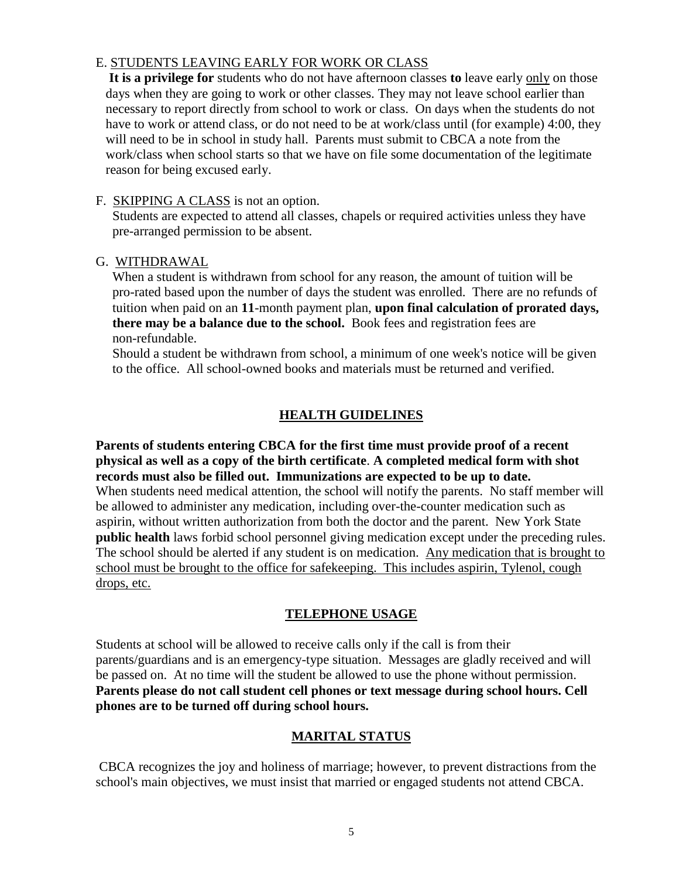E. STUDENTS LEAVING EARLY FOR WORK OR CLASS

**It is a privilege for** students who do not have afternoon classes **to** leave early only on those days when they are going to work or other classes. They may not leave school earlier than necessary to report directly from school to work or class. On days when the students do not have to work or attend class, or do not need to be at work/class until (for example) 4:00, they will need to be in school in study hall. Parents must submit to CBCA a note from the work/class when school starts so that we have on file some documentation of the legitimate reason for being excused early.

F. SKIPPING A CLASS is not an option.

Students are expected to attend all classes, chapels or required activities unless they have pre-arranged permission to be absent.

G. WITHDRAWAL

When a student is withdrawn from school for any reason, the amount of tuition will be pro-rated based upon the number of days the student was enrolled. There are no refunds of tuition when paid on an **11**-month payment plan, **upon final calculation of prorated days, there may be a balance due to the school.** Book fees and registration fees are non-refundable.

Should a student be withdrawn from school, a minimum of one week's notice will be given to the office. All school-owned books and materials must be returned and verified.

## HEALTH GUIDELINES

**Parents of students entering CBCA for the first time must provide proof of a recent physical as well as a copy of the birth certificate. A completed medical form with shot records must also be filled out. Immunizations are expected to be up to date.**
When students need medical attention, the school will notify the parents. No staff member will be allowed to administer any medication, including over-the-counter medication such as aspirin, without written authorization from both the doctor and the parent. New York State **public health** laws forbid school personnel giving medication except under the preceding rules. The school should be alerted if any student is on medication. Any medication that is brought to school must be brought to the office for safekeeping. This includes aspirin, Tylenol, cough drops, etc.

## TELEPHONE USAGE

Students at school will be allowed to receive calls only if the call is from their parents/guardians and is an emergency-type situation. Messages are gladly received and will be passed on. At no time will the student be allowed to use the phone without permission. **Parents please do not call student cell phones or text message during school hours. Cell phones are to be turned off during school hours.**

## MARITAL STATUS

CBCA recognizes the joy and holiness of marriage; however, to prevent distractions from the school's main objectives, we must insist that married or engaged students not attend CBCA.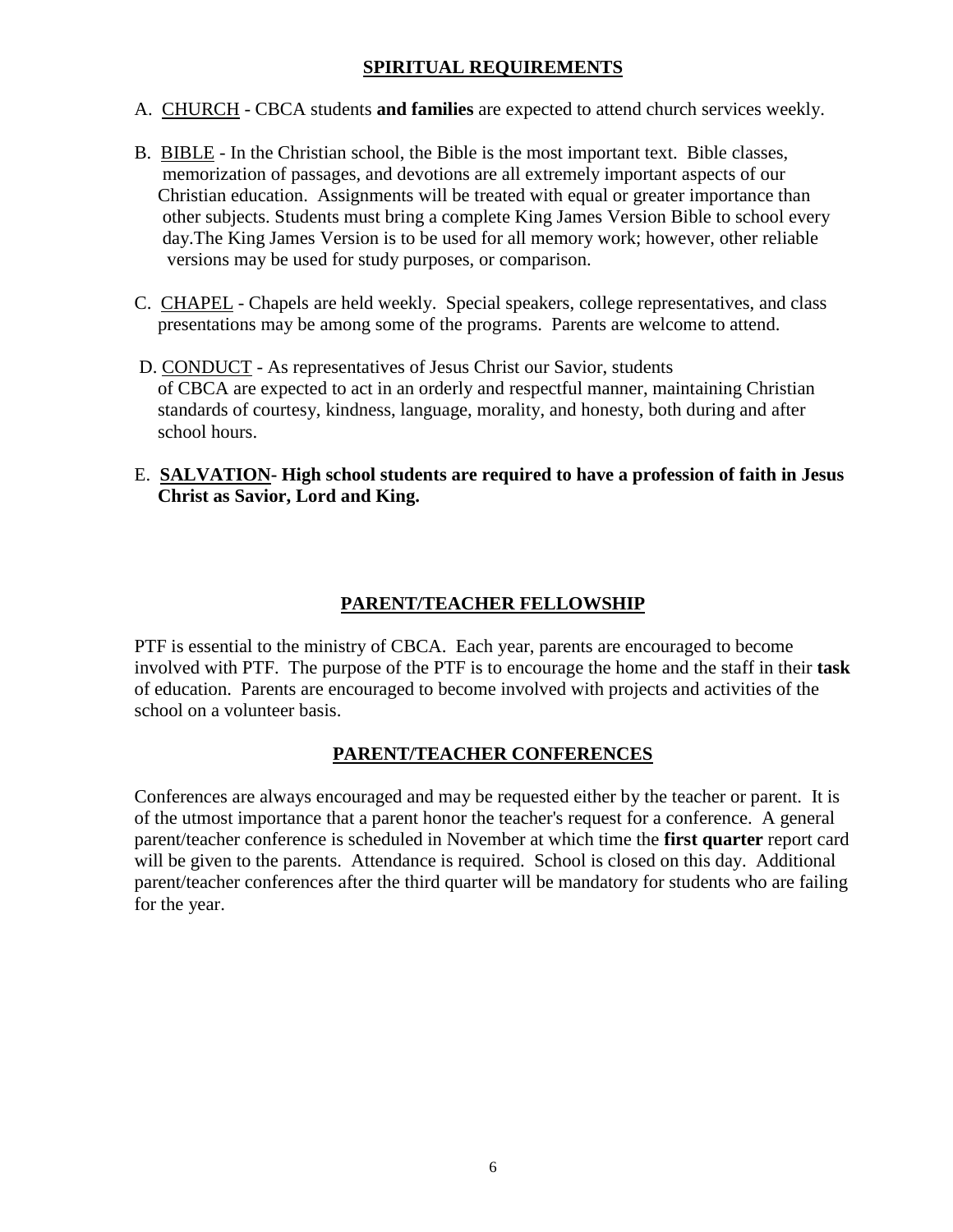## SPIRITUAL REQUIREMENTS

A. CHURCH - CBCA students **and families** are expected to attend church services weekly.

B. BIBLE - In the Christian school, the Bible is the most important text. Bible classes, memorization of passages, and devotions are all extremely important aspects of our Christian education. Assignments will be treated with equal or greater importance than other subjects. Students must bring a complete King James Version Bible to school every day.The King James Version is to be used for all memory work; however, other reliable versions may be used for study purposes, or comparison.

C. CHAPEL - Chapels are held weekly. Special speakers, college representatives, and class presentations may be among some of the programs. Parents are welcome to attend.

D. CONDUCT - As representatives of Jesus Christ our Savior, students of CBCA are expected to act in an orderly and respectful manner, maintaining Christian standards of courtesy, kindness, language, morality, and honesty, both during and after school hours.

E. **SALVATION- High school students are required to have a profession of faith in Jesus Christ as Savior, Lord and King.**

## PARENT/TEACHER FELLOWSHIP

PTF is essential to the ministry of CBCA. Each year, parents are encouraged to become involved with PTF. The purpose of the PTF is to encourage the home and the staff in their **task** of education. Parents are encouraged to become involved with projects and activities of the school on a volunteer basis.

## PARENT/TEACHER CONFERENCES

Conferences are always encouraged and may be requested either by the teacher or parent. It is of the utmost importance that a parent honor the teacher's request for a conference. A general parent/teacher conference is scheduled in November at which time the **first quarter** report card will be given to the parents. Attendance is required. School is closed on this day. Additional parent/teacher conferences after the third quarter will be mandatory for students who are failing for the year.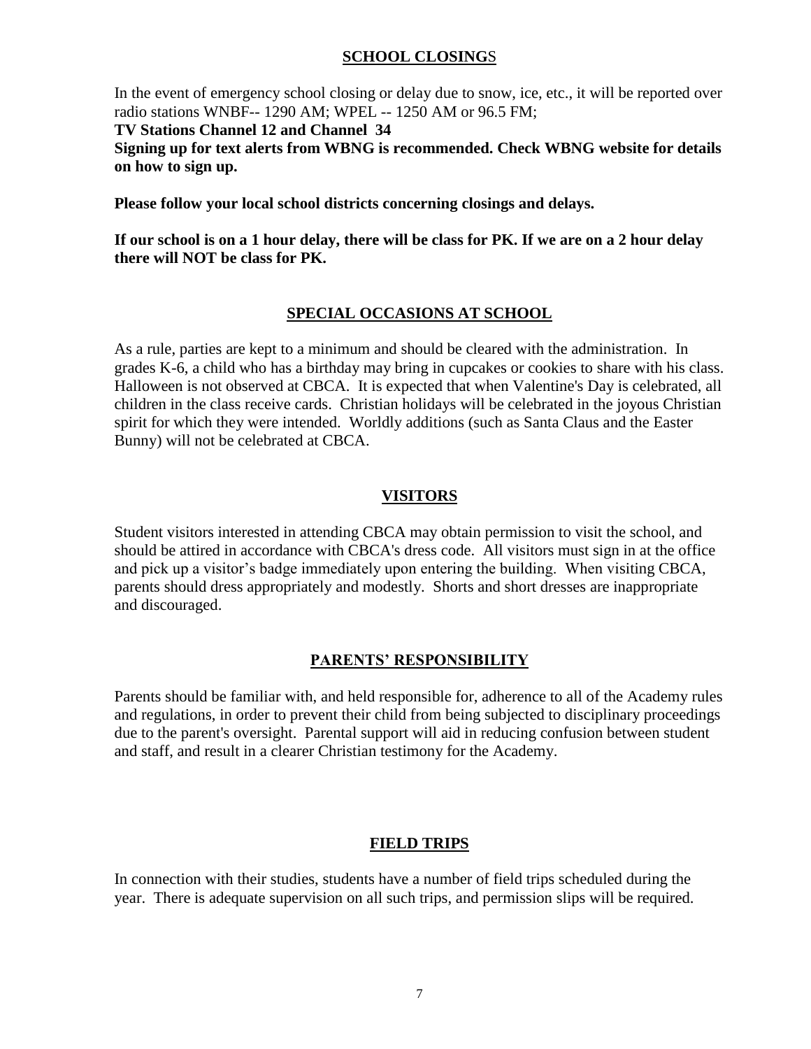## SCHOOL CLOSINGS

In the event of emergency school closing or delay due to snow, ice, etc., it will be reported over radio stations WNBF-- 1290 AM; WPEL -- 1250 AM or 96.5 FM;

**TV Stations Channel 12 and Channel 34**

**Signing up for text alerts from WBNG is recommended. Check WBNG website for details on how to sign up.**

**Please follow your local school districts concerning closings and delays.**

**If our school is on a 1 hour delay, there will be class for PK. If we are on a 2 hour delay there will NOT be class for PK.**

## SPECIAL OCCASIONS AT SCHOOL

As a rule, parties are kept to a minimum and should be cleared with the administration. In grades K-6, a child who has a birthday may bring in cupcakes or cookies to share with his class. Halloween is not observed at CBCA. It is expected that when Valentine's Day is celebrated, all children in the class receive cards. Christian holidays will be celebrated in the joyous Christian spirit for which they were intended. Worldly additions (such as Santa Claus and the Easter Bunny) will not be celebrated at CBCA.

## VISITORS

Student visitors interested in attending CBCA may obtain permission to visit the school, and should be attired in accordance with CBCA's dress code. All visitors must sign in at the office and pick up a visitor's badge immediately upon entering the building. When visiting CBCA, parents should dress appropriately and modestly. Shorts and short dresses are inappropriate and discouraged.

## PARENTS' RESPONSIBILITY

Parents should be familiar with, and held responsible for, adherence to all of the Academy rules and regulations, in order to prevent their child from being subjected to disciplinary proceedings due to the parent's oversight. Parental support will aid in reducing confusion between student and staff, and result in a clearer Christian testimony for the Academy.

## FIELD TRIPS

In connection with their studies, students have a number of field trips scheduled during the year. There is adequate supervision on all such trips, and permission slips will be required.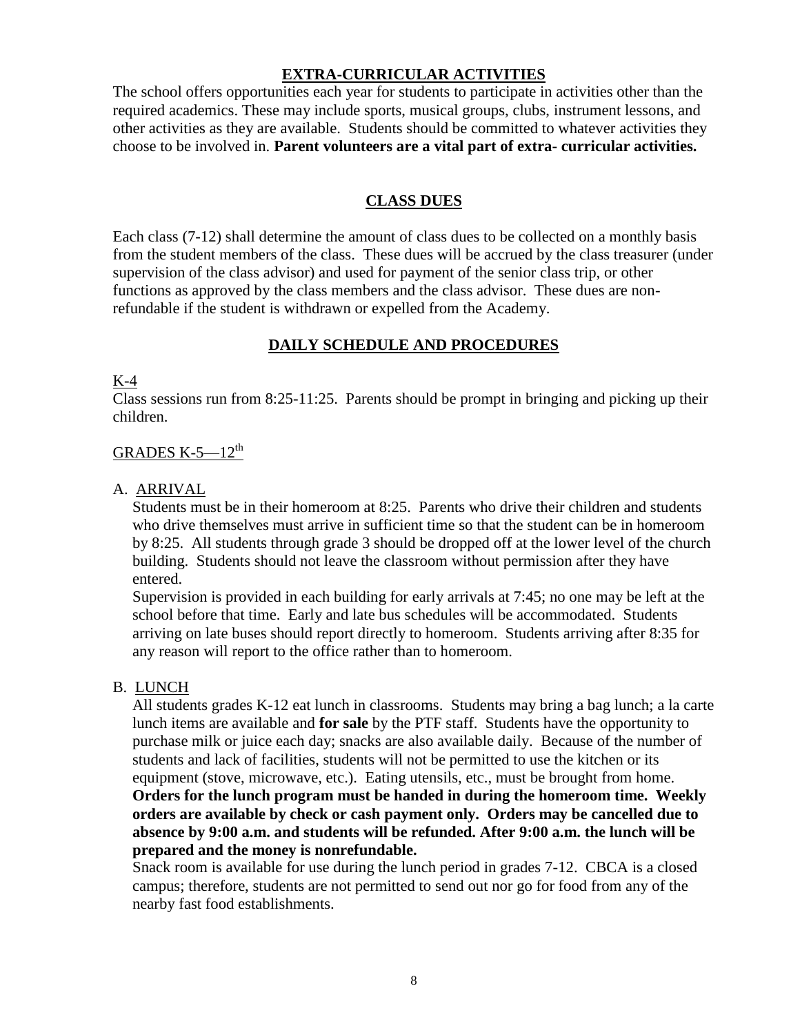## EXTRA-CURRICULAR ACTIVITIES

The school offers opportunities each year for students to participate in activities other than the required academics. These may include sports, musical groups, clubs, instrument lessons, and other activities as they are available. Students should be committed to whatever activities they choose to be involved in. **Parent volunteers are a vital part of extra- curricular activities.**

## CLASS DUES

Each class (7-12) shall determine the amount of class dues to be collected on a monthly basis from the student members of the class. These dues will be accrued by the class treasurer (under supervision of the class advisor) and used for payment of the senior class trip, or other functions as approved by the class members and the class advisor. These dues are non-refundable if the student is withdrawn or expelled from the Academy.

## DAILY SCHEDULE AND PROCEDURES

### K-4

Class sessions run from 8:25-11:25. Parents should be prompt in bringing and picking up their children.

### GRADES K-5—12th

A. ARRIVAL

Students must be in their homeroom at 8:25. Parents who drive their children and students who drive themselves must arrive in sufficient time so that the student can be in homeroom by 8:25. All students through grade 3 should be dropped off at the lower level of the church building. Students should not leave the classroom without permission after they have entered.

Supervision is provided in each building for early arrivals at 7:45; no one may be left at the school before that time. Early and late bus schedules will be accommodated. Students arriving on late buses should report directly to homeroom. Students arriving after 8:35 for any reason will report to the office rather than to homeroom.

B. LUNCH

All students grades K-12 eat lunch in classrooms. Students may bring a bag lunch; a la carte lunch items are available and **for sale** by the PTF staff. Students have the opportunity to purchase milk or juice each day; snacks are also available daily. Because of the number of students and lack of facilities, students will not be permitted to use the kitchen or its equipment (stove, microwave, etc.). Eating utensils, etc., must be brought from home. **Orders for the lunch program must be handed in during the homeroom time. Weekly orders are available by check or cash payment only. Orders may be cancelled due to absence by 9:00 a.m. and students will be refunded. After 9:00 a.m. the lunch will be prepared and the money is nonrefundable.**

Snack room is available for use during the lunch period in grades 7-12. CBCA is a closed campus; therefore, students are not permitted to send out nor go for food from any of the nearby fast food establishments.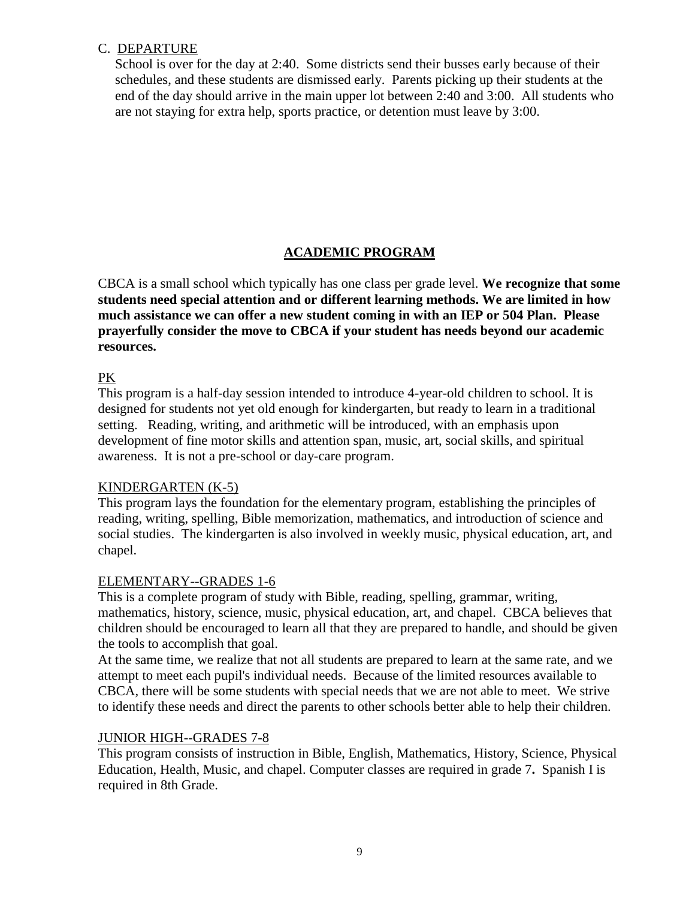C. DEPARTURE

School is over for the day at 2:40. Some districts send their busses early because of their schedules, and these students are dismissed early. Parents picking up their students at the end of the day should arrive in the main upper lot between 2:40 and 3:00. All students who are not staying for extra help, sports practice, or detention must leave by 3:00.

## ACADEMIC PROGRAM

CBCA is a small school which typically has one class per grade level. **We recognize that some students need special attention and or different learning methods. We are limited in how much assistance we can offer a new student coming in with an IEP or 504 Plan. Please prayerfully consider the move to CBCA if your student has needs beyond our academic resources.**

### PK

This program is a half-day session intended to introduce 4-year-old children to school. It is designed for students not yet old enough for kindergarten, but ready to learn in a traditional setting. Reading, writing, and arithmetic will be introduced, with an emphasis upon development of fine motor skills and attention span, music, art, social skills, and spiritual awareness. It is not a pre-school or day-care program.

### KINDERGARTEN (K-5)

This program lays the foundation for the elementary program, establishing the principles of reading, writing, spelling, Bible memorization, mathematics, and introduction of science and social studies. The kindergarten is also involved in weekly music, physical education, art, and chapel.

### ELEMENTARY--GRADES 1-6

This is a complete program of study with Bible, reading, spelling, grammar, writing, mathematics, history, science, music, physical education, art, and chapel. CBCA believes that children should be encouraged to learn all that they are prepared to handle, and should be given the tools to accomplish that goal.

At the same time, we realize that not all students are prepared to learn at the same rate, and we attempt to meet each pupil's individual needs. Because of the limited resources available to CBCA, there will be some students with special needs that we are not able to meet. We strive to identify these needs and direct the parents to other schools better able to help their children.

### JUNIOR HIGH--GRADES 7-8

This program consists of instruction in Bible, English, Mathematics, History, Science, Physical Education, Health, Music, and chapel. Computer classes are required in grade 7**.** Spanish I is required in 8th Grade.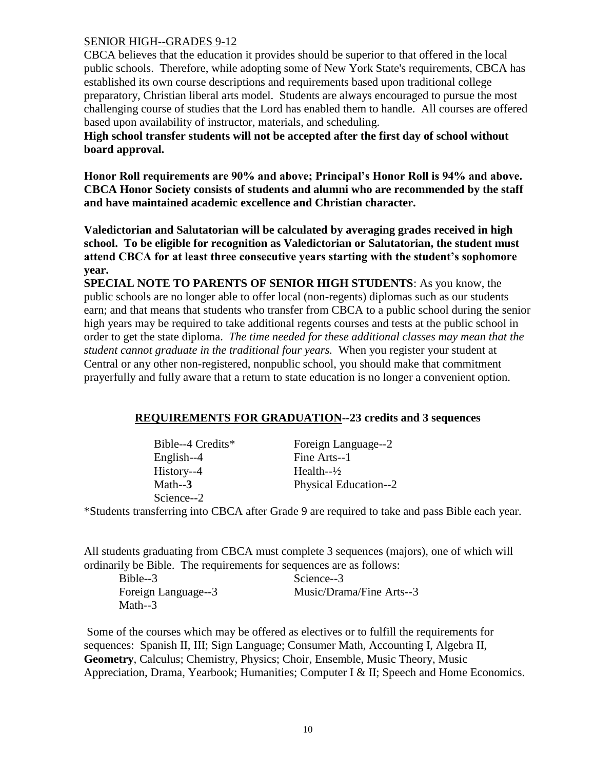## SENIOR HIGH--GRADES 9-12

CBCA believes that the education it provides should be superior to that offered in the local public schools. Therefore, while adopting some of New York State's requirements, CBCA has established its own course descriptions and requirements based upon traditional college preparatory, Christian liberal arts model. Students are always encouraged to pursue the most challenging course of studies that the Lord has enabled them to handle. All courses are offered based upon availability of instructor, materials, and scheduling.

**High school transfer students will not be accepted after the first day of school without board approval.**

**Honor Roll requirements are 90% and above; Principal's Honor Roll is 94% and above. CBCA Honor Society consists of students and alumni who are recommended by the staff and have maintained academic excellence and Christian character.**

**Valedictorian and Salutatorian will be calculated by averaging grades received in high school. To be eligible for recognition as Valedictorian or Salutatorian, the student must attend CBCA for at least three consecutive years starting with the student's sophomore year.**

**SPECIAL NOTE TO PARENTS OF SENIOR HIGH STUDENTS**: As you know, the public schools are no longer able to offer local (non-regents) diplomas such as our students earn; and that means that students who transfer from CBCA to a public school during the senior high years may be required to take additional regents courses and tests at the public school in order to get the state diploma. *The time needed for these additional classes may mean that the student cannot graduate in the traditional four years.* When you register your student at Central or any other non-registered, nonpublic school, you should make that commitment prayerfully and fully aware that a return to state education is no longer a convenient option.

### **REQUIREMENTS FOR GRADUATION--23 credits and 3 sequences**

| | |
|---|---|
| Bible--4 Credits* | Foreign Language--2 |
| English--4 | Fine Arts--1 |
| History--4 | Health--½ |
| Math--**3** | Physical Education--2 |
| Science--2 | |

*Students transferring into CBCA after Grade 9 are required to take and pass Bible each year.

All students graduating from CBCA must complete 3 sequences (majors), one of which will ordinarily be Bible. The requirements for sequences are as follows:

| | |
|---|---|
| Bible--3 | Science--3 |
| Foreign Language--3 | Music/Drama/Fine Arts--3 |
| Math--3 | |

Some of the courses which may be offered as electives or to fulfill the requirements for sequences: Spanish II, III; Sign Language; Consumer Math, Accounting I, Algebra II, **Geometry**, Calculus; Chemistry, Physics; Choir, Ensemble, Music Theory, Music Appreciation, Drama, Yearbook; Humanities; Computer I & II; Speech and Home Economics.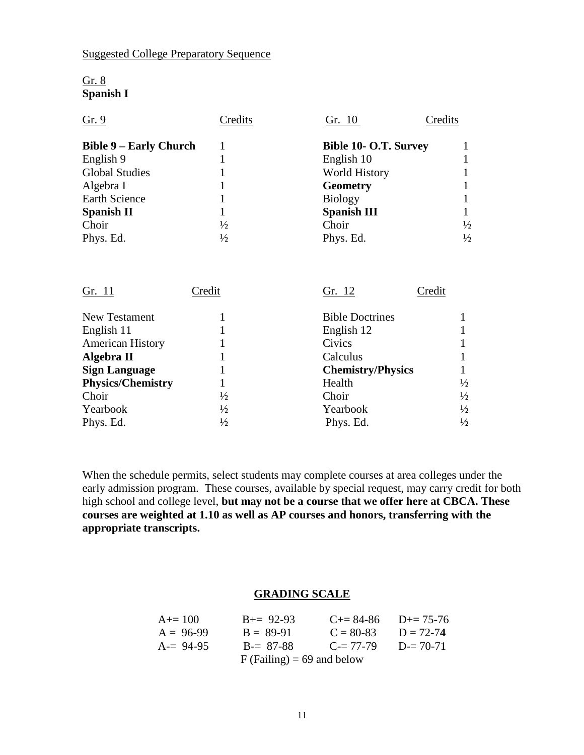Suggested College Preparatory Sequence

Gr. 8
**Spanish I**

| Gr. 9 | Credits | Gr. 10 | Credits |
|---|---|---|---|
| **Bible 9 – Early Church** | 1 | **Bible 10- O.T. Survey** | 1 |
| English 9 | 1 | English 10 | 1 |
| Global Studies | 1 | World History | 1 |
| Algebra I | 1 | **Geometry** | 1 |
| Earth Science | 1 | Biology | 1 |
| **Spanish II** | 1 | **Spanish III** | 1 |
| Choir | ½ | Choir | ½ |
| Phys. Ed. | ½ | Phys. Ed. | ½ |

| Gr. 11 | Credit | Gr. 12 | Credit |
|---|---|---|---|
| New Testament | 1 | Bible Doctrines | 1 |
| English 11 | 1 | English 12 | 1 |
| American History | 1 | Civics | 1 |
| **Algebra II** | 1 | Calculus | 1 |
| **Sign Language** | 1 | **Chemistry/Physics** | 1 |
| **Physics/Chemistry** | 1 | Health | ½ |
| Choir | ½ | Choir | ½ |
| Yearbook | ½ | Yearbook | ½ |
| Phys. Ed. | ½ | Phys. Ed. | ½ |

When the schedule permits, select students may complete courses at area colleges under the early admission program. These courses, available by special request, may carry credit for both high school and college level, **but may not be a course that we offer here at CBCA. These courses are weighted at 1.10 as well as AP courses and honors, transferring with the appropriate transcripts.**

## GRADING SCALE

| | | | |
|---|---|---|---|
| A+= 100 | B+= 92-93 | C+= 84-86 | D+= 75-76 |
| A = 96-99 | B = 89-91 | C = 80-83 | D = 72-7**4** |
| A-= 94-95 | B-= 87-88 | C-= 77-79 | D-= 70-71 |

F (Failing) = 69 and below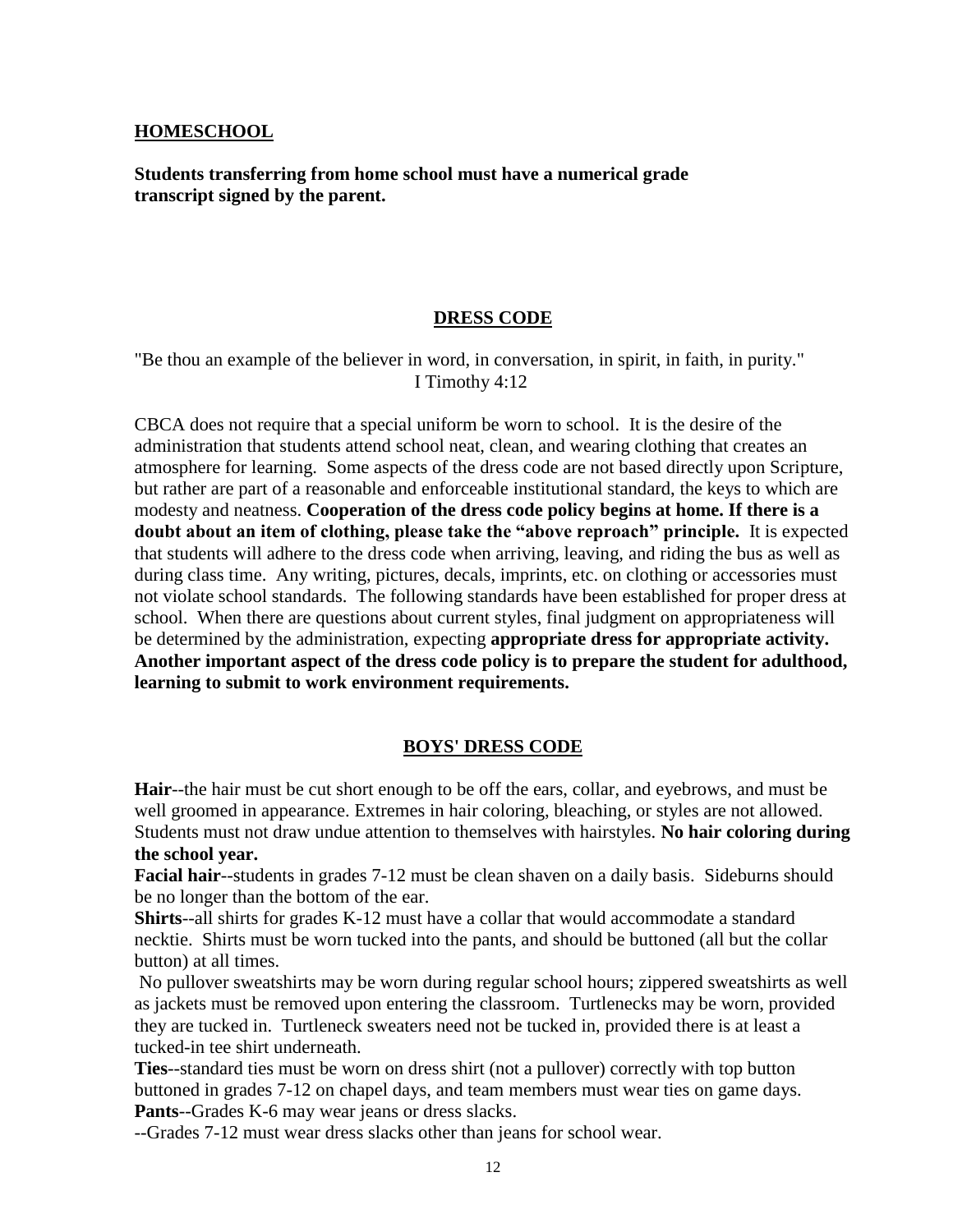## HOMESCHOOL

**Students transferring from home school must have a numerical grade transcript signed by the parent.**

## DRESS CODE

"Be thou an example of the believer in word, in conversation, in spirit, in faith, in purity."
I Timothy 4:12

CBCA does not require that a special uniform be worn to school. It is the desire of the administration that students attend school neat, clean, and wearing clothing that creates an atmosphere for learning. Some aspects of the dress code are not based directly upon Scripture, but rather are part of a reasonable and enforceable institutional standard, the keys to which are modesty and neatness. **Cooperation of the dress code policy begins at home. If there is a doubt about an item of clothing, please take the "above reproach" principle.** It is expected that students will adhere to the dress code when arriving, leaving, and riding the bus as well as during class time. Any writing, pictures, decals, imprints, etc. on clothing or accessories must not violate school standards. The following standards have been established for proper dress at school. When there are questions about current styles, final judgment on appropriateness will be determined by the administration, expecting **appropriate dress for appropriate activity. Another important aspect of the dress code policy is to prepare the student for adulthood, learning to submit to work environment requirements.**

## BOYS' DRESS CODE

**Hair**--the hair must be cut short enough to be off the ears, collar, and eyebrows, and must be well groomed in appearance. Extremes in hair coloring, bleaching, or styles are not allowed. Students must not draw undue attention to themselves with hairstyles. **No hair coloring during the school year.**

**Facial hair**--students in grades 7-12 must be clean shaven on a daily basis. Sideburns should be no longer than the bottom of the ear.

**Shirts**--all shirts for grades K-12 must have a collar that would accommodate a standard necktie. Shirts must be worn tucked into the pants, and should be buttoned (all but the collar button) at all times.

No pullover sweatshirts may be worn during regular school hours; zippered sweatshirts as well as jackets must be removed upon entering the classroom. Turtlenecks may be worn, provided they are tucked in. Turtleneck sweaters need not be tucked in, provided there is at least a tucked-in tee shirt underneath.

**Ties**--standard ties must be worn on dress shirt (not a pullover) correctly with top button buttoned in grades 7-12 on chapel days, and team members must wear ties on game days.

**Pants**--Grades K-6 may wear jeans or dress slacks.

--Grades 7-12 must wear dress slacks other than jeans for school wear.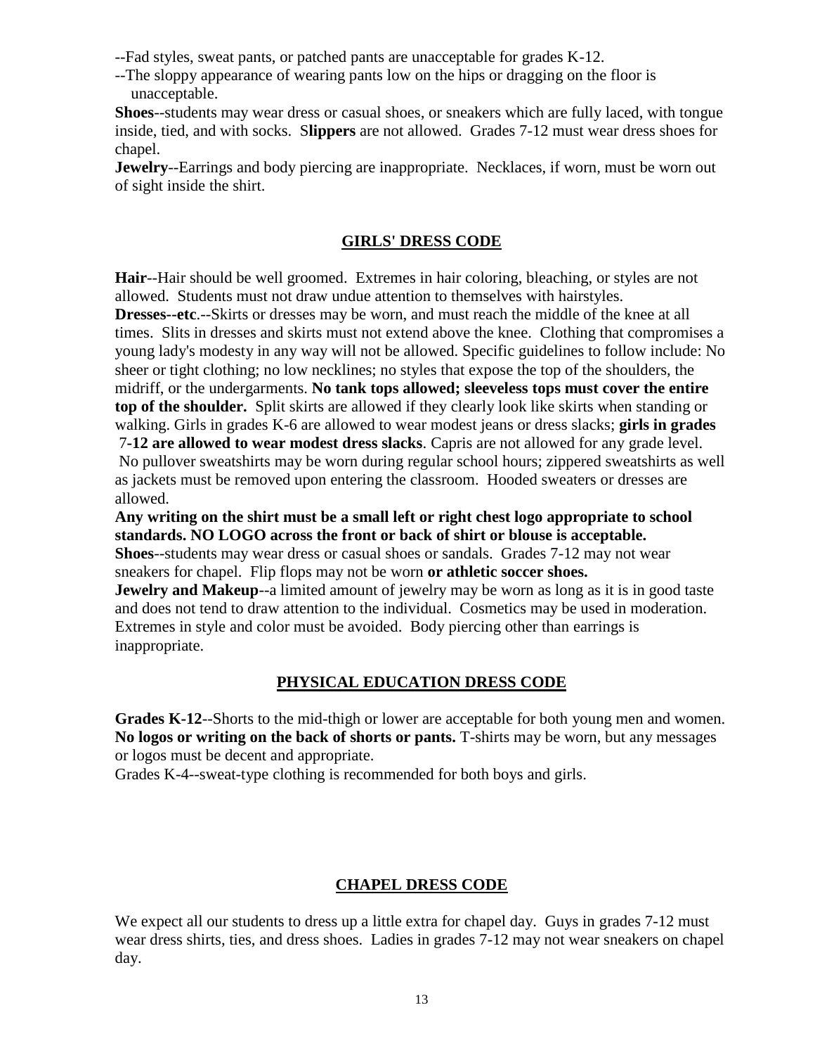--Fad styles, sweat pants, or patched pants are unacceptable for grades K-12.

--The sloppy appearance of wearing pants low on the hips or dragging on the floor is unacceptable.

**Shoes**--students may wear dress or casual shoes, or sneakers which are fully laced, with tongue inside, tied, and with socks. S**lippers** are not allowed. Grades 7-12 must wear dress shoes for chapel.

**Jewelry**--Earrings and body piercing are inappropriate. Necklaces, if worn, must be worn out of sight inside the shirt.

## GIRLS' DRESS CODE

**Hair**--Hair should be well groomed. Extremes in hair coloring, bleaching, or styles are not allowed. Students must not draw undue attention to themselves with hairstyles.

**Dresses--etc**.--Skirts or dresses may be worn, and must reach the middle of the knee at all times. Slits in dresses and skirts must not extend above the knee. Clothing that compromises a young lady's modesty in any way will not be allowed. Specific guidelines to follow include: No sheer or tight clothing; no low necklines; no styles that expose the top of the shoulders, the midriff, or the undergarments. **No tank tops allowed; sleeveless tops must cover the entire top of the shoulder.** Split skirts are allowed if they clearly look like skirts when standing or walking. Girls in grades K-6 are allowed to wear modest jeans or dress slacks; **girls in grades** 7-**12 are allowed to wear modest dress slacks**. Capris are not allowed for any grade level. No pullover sweatshirts may be worn during regular school hours; zippered sweatshirts as well as jackets must be removed upon entering the classroom. Hooded sweaters or dresses are allowed.

**Any writing on the shirt must be a small left or right chest logo appropriate to school standards. NO LOGO across the front or back of shirt or blouse is acceptable.**

**Shoes**--students may wear dress or casual shoes or sandals. Grades 7-12 may not wear sneakers for chapel. Flip flops may not be worn **or athletic soccer shoes.**

**Jewelry and Makeup**--a limited amount of jewelry may be worn as long as it is in good taste and does not tend to draw attention to the individual. Cosmetics may be used in moderation. Extremes in style and color must be avoided. Body piercing other than earrings is inappropriate.

## PHYSICAL EDUCATION DRESS CODE

**Grades K-12**--Shorts to the mid-thigh or lower are acceptable for both young men and women. **No logos or writing on the back of shorts or pants.** T-shirts may be worn, but any messages or logos must be decent and appropriate.

Grades K-4--sweat-type clothing is recommended for both boys and girls.

## CHAPEL DRESS CODE

We expect all our students to dress up a little extra for chapel day. Guys in grades 7-12 must wear dress shirts, ties, and dress shoes. Ladies in grades 7-12 may not wear sneakers on chapel day.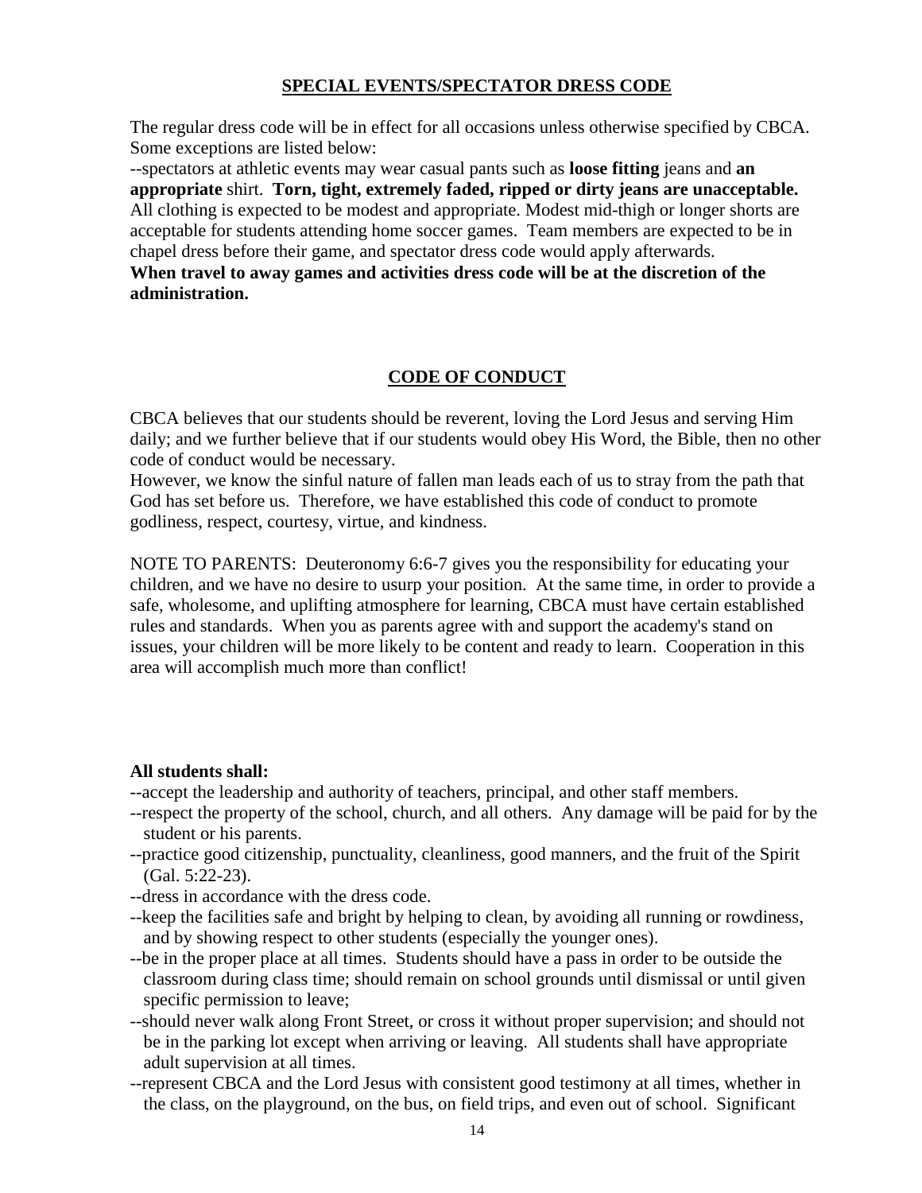## SPECIAL EVENTS/SPECTATOR DRESS CODE

The regular dress code will be in effect for all occasions unless otherwise specified by CBCA. Some exceptions are listed below:

--spectators at athletic events may wear casual pants such as **loose fitting** jeans and **an appropriate** shirt. **Torn, tight, extremely faded, ripped or dirty jeans are unacceptable.** All clothing is expected to be modest and appropriate. Modest mid-thigh or longer shorts are acceptable for students attending home soccer games. Team members are expected to be in chapel dress before their game, and spectator dress code would apply afterwards.
**When travel to away games and activities dress code will be at the discretion of the administration.**

## CODE OF CONDUCT

CBCA believes that our students should be reverent, loving the Lord Jesus and serving Him daily; and we further believe that if our students would obey His Word, the Bible, then no other code of conduct would be necessary.
However, we know the sinful nature of fallen man leads each of us to stray from the path that God has set before us. Therefore, we have established this code of conduct to promote godliness, respect, courtesy, virtue, and kindness.

NOTE TO PARENTS: Deuteronomy 6:6-7 gives you the responsibility for educating your children, and we have no desire to usurp your position. At the same time, in order to provide a safe, wholesome, and uplifting atmosphere for learning, CBCA must have certain established rules and standards. When you as parents agree with and support the academy's stand on issues, your children will be more likely to be content and ready to learn. Cooperation in this area will accomplish much more than conflict!

**All students shall:**

--accept the leadership and authority of teachers, principal, and other staff members.
--respect the property of the school, church, and all others. Any damage will be paid for by the student or his parents.
--practice good citizenship, punctuality, cleanliness, good manners, and the fruit of the Spirit (Gal. 5:22-23).
--dress in accordance with the dress code.
--keep the facilities safe and bright by helping to clean, by avoiding all running or rowdiness, and by showing respect to other students (especially the younger ones).
--be in the proper place at all times. Students should have a pass in order to be outside the classroom during class time; should remain on school grounds until dismissal or until given specific permission to leave;
--should never walk along Front Street, or cross it without proper supervision; and should not be in the parking lot except when arriving or leaving. All students shall have appropriate adult supervision at all times.
--represent CBCA and the Lord Jesus with consistent good testimony at all times, whether in the class, on the playground, on the bus, on field trips, and even out of school. Significant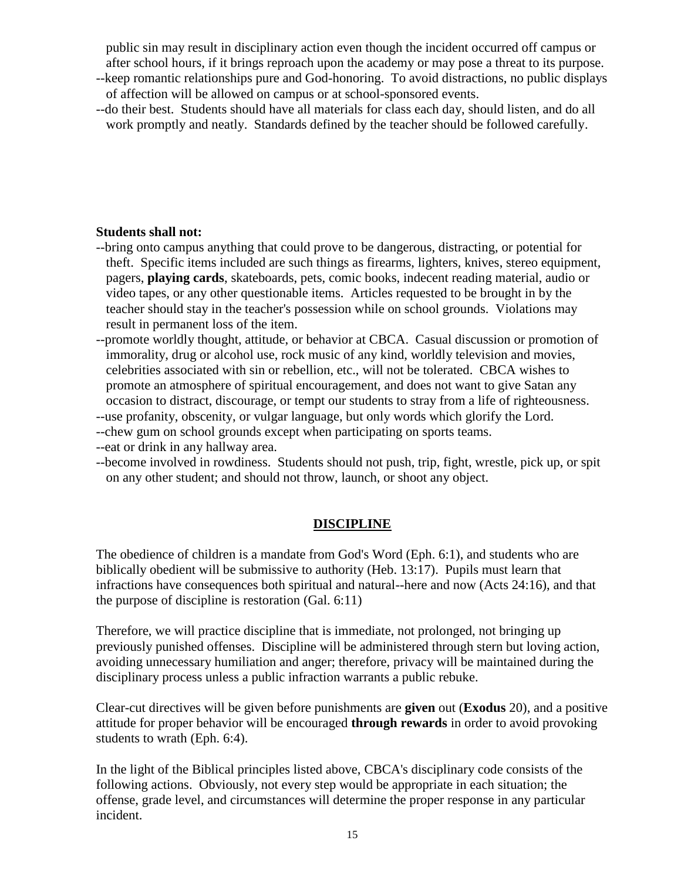public sin may result in disciplinary action even though the incident occurred off campus or after school hours, if it brings reproach upon the academy or may pose a threat to its purpose.

--keep romantic relationships pure and God-honoring. To avoid distractions, no public displays of affection will be allowed on campus or at school-sponsored events.

--do their best. Students should have all materials for class each day, should listen, and do all work promptly and neatly. Standards defined by the teacher should be followed carefully.

**Students shall not:**

--bring onto campus anything that could prove to be dangerous, distracting, or potential for theft. Specific items included are such things as firearms, lighters, knives, stereo equipment, pagers, **playing cards**, skateboards, pets, comic books, indecent reading material, audio or video tapes, or any other questionable items. Articles requested to be brought in by the teacher should stay in the teacher's possession while on school grounds. Violations may result in permanent loss of the item.

--promote worldly thought, attitude, or behavior at CBCA. Casual discussion or promotion of immorality, drug or alcohol use, rock music of any kind, worldly television and movies, celebrities associated with sin or rebellion, etc., will not be tolerated. CBCA wishes to promote an atmosphere of spiritual encouragement, and does not want to give Satan any occasion to distract, discourage, or tempt our students to stray from a life of righteousness.

--use profanity, obscenity, or vulgar language, but only words which glorify the Lord.

--chew gum on school grounds except when participating on sports teams.

--eat or drink in any hallway area.

--become involved in rowdiness. Students should not push, trip, fight, wrestle, pick up, or spit on any other student; and should not throw, launch, or shoot any object.

## DISCIPLINE

The obedience of children is a mandate from God's Word (Eph. 6:1), and students who are biblically obedient will be submissive to authority (Heb. 13:17). Pupils must learn that infractions have consequences both spiritual and natural--here and now (Acts 24:16), and that the purpose of discipline is restoration (Gal. 6:11)

Therefore, we will practice discipline that is immediate, not prolonged, not bringing up previously punished offenses. Discipline will be administered through stern but loving action, avoiding unnecessary humiliation and anger; therefore, privacy will be maintained during the disciplinary process unless a public infraction warrants a public rebuke.

Clear-cut directives will be given before punishments are **given** out (**Exodus** 20), and a positive attitude for proper behavior will be encouraged **through rewards** in order to avoid provoking students to wrath (Eph. 6:4).

In the light of the Biblical principles listed above, CBCA's disciplinary code consists of the following actions. Obviously, not every step would be appropriate in each situation; the offense, grade level, and circumstances will determine the proper response in any particular incident.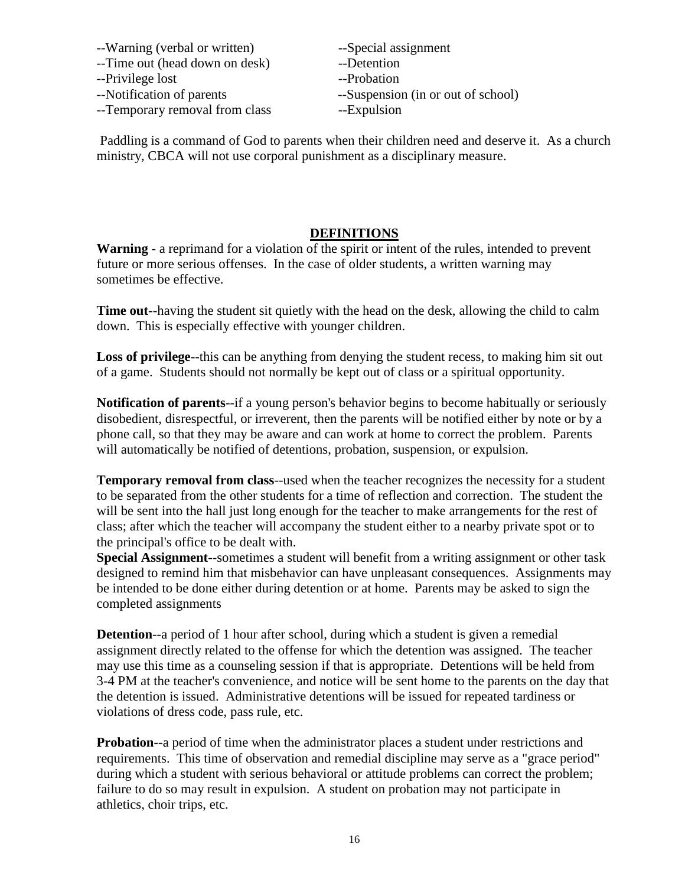--Warning (verbal or written)
--Time out (head down on desk)
--Privilege lost
--Notification of parents
--Temporary removal from class
--Special assignment
--Detention
--Probation
--Suspension (in or out of school)
--Expulsion

Paddling is a command of God to parents when their children need and deserve it. As a church ministry, CBCA will not use corporal punishment as a disciplinary measure.

## DEFINITIONS

**Warning** - a reprimand for a violation of the spirit or intent of the rules, intended to prevent future or more serious offenses. In the case of older students, a written warning may sometimes be effective.

**Time out**--having the student sit quietly with the head on the desk, allowing the child to calm down. This is especially effective with younger children.

**Loss of privilege**--this can be anything from denying the student recess, to making him sit out of a game. Students should not normally be kept out of class or a spiritual opportunity.

**Notification of parents**--if a young person's behavior begins to become habitually or seriously disobedient, disrespectful, or irreverent, then the parents will be notified either by note or by a phone call, so that they may be aware and can work at home to correct the problem. Parents will automatically be notified of detentions, probation, suspension, or expulsion.

**Temporary removal from class**--used when the teacher recognizes the necessity for a student to be separated from the other students for a time of reflection and correction. The student the will be sent into the hall just long enough for the teacher to make arrangements for the rest of class; after which the teacher will accompany the student either to a nearby private spot or to the principal's office to be dealt with.

**Special Assignment**--sometimes a student will benefit from a writing assignment or other task designed to remind him that misbehavior can have unpleasant consequences. Assignments may be intended to be done either during detention or at home. Parents may be asked to sign the completed assignments

**Detention**--a period of 1 hour after school, during which a student is given a remedial assignment directly related to the offense for which the detention was assigned. The teacher may use this time as a counseling session if that is appropriate. Detentions will be held from 3-4 PM at the teacher's convenience, and notice will be sent home to the parents on the day that the detention is issued. Administrative detentions will be issued for repeated tardiness or violations of dress code, pass rule, etc.

**Probation**--a period of time when the administrator places a student under restrictions and requirements. This time of observation and remedial discipline may serve as a "grace period" during which a student with serious behavioral or attitude problems can correct the problem; failure to do so may result in expulsion. A student on probation may not participate in athletics, choir trips, etc.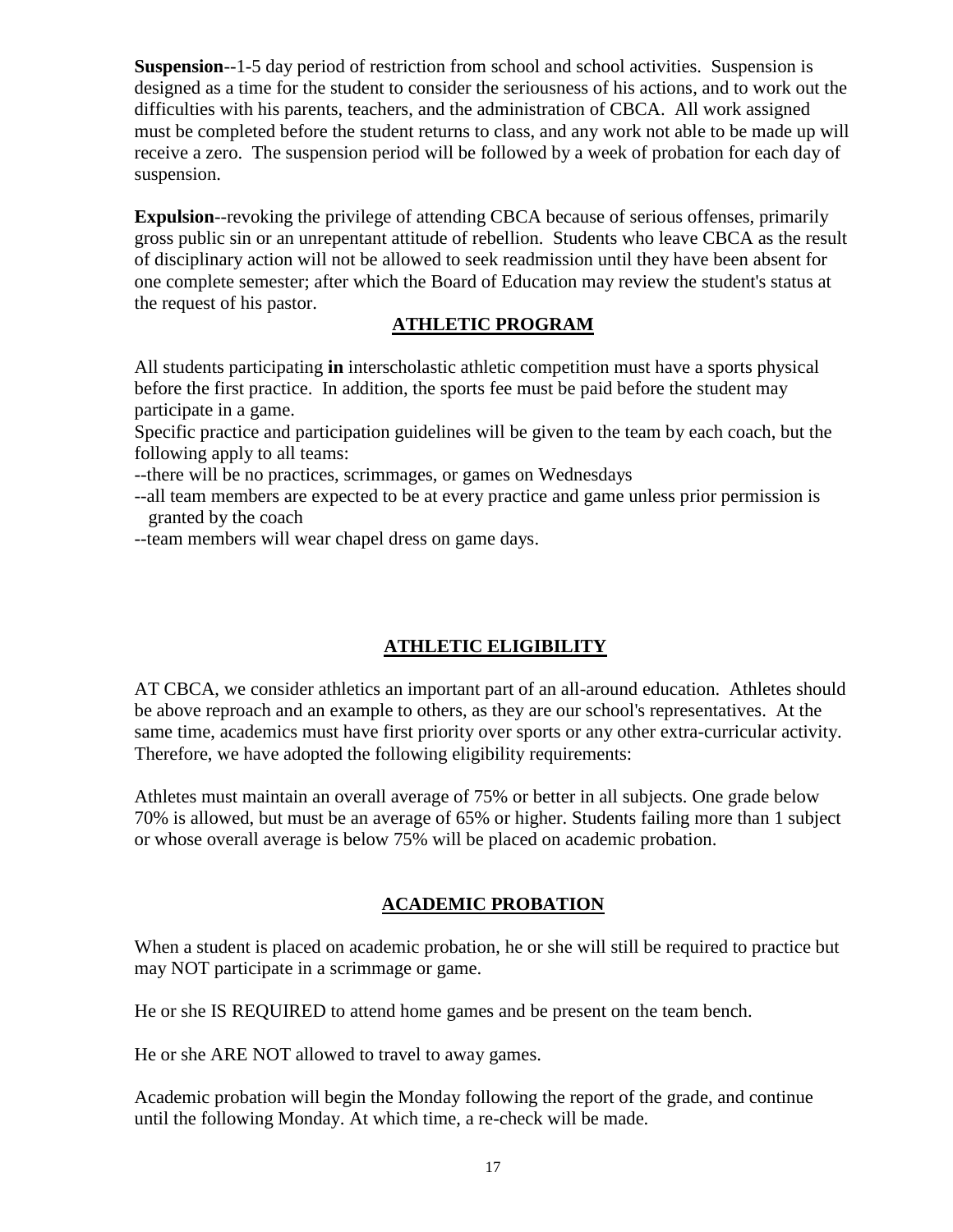**Suspension**--1-5 day period of restriction from school and school activities. Suspension is designed as a time for the student to consider the seriousness of his actions, and to work out the difficulties with his parents, teachers, and the administration of CBCA. All work assigned must be completed before the student returns to class, and any work not able to be made up will receive a zero. The suspension period will be followed by a week of probation for each day of suspension.

**Expulsion**--revoking the privilege of attending CBCA because of serious offenses, primarily gross public sin or an unrepentant attitude of rebellion. Students who leave CBCA as the result of disciplinary action will not be allowed to seek readmission until they have been absent for one complete semester; after which the Board of Education may review the student's status at the request of his pastor.

## ATHLETIC PROGRAM

All students participating **in** interscholastic athletic competition must have a sports physical before the first practice. In addition, the sports fee must be paid before the student may participate in a game.

Specific practice and participation guidelines will be given to the team by each coach, but the following apply to all teams:

--there will be no practices, scrimmages, or games on Wednesdays

--all team members are expected to be at every practice and game unless prior permission is granted by the coach

--team members will wear chapel dress on game days.

## ATHLETIC ELIGIBILITY

AT CBCA, we consider athletics an important part of an all-around education. Athletes should be above reproach and an example to others, as they are our school's representatives. At the same time, academics must have first priority over sports or any other extra-curricular activity. Therefore, we have adopted the following eligibility requirements:

Athletes must maintain an overall average of 75% or better in all subjects. One grade below 70% is allowed, but must be an average of 65% or higher. Students failing more than 1 subject or whose overall average is below 75% will be placed on academic probation.

## ACADEMIC PROBATION

When a student is placed on academic probation, he or she will still be required to practice but may NOT participate in a scrimmage or game.

He or she IS REQUIRED to attend home games and be present on the team bench.

He or she ARE NOT allowed to travel to away games.

Academic probation will begin the Monday following the report of the grade, and continue until the following Monday. At which time, a re-check will be made.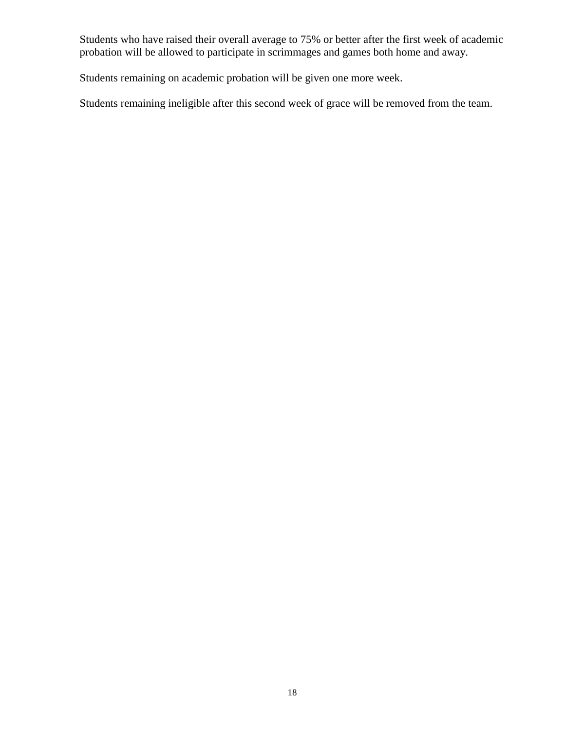Students who have raised their overall average to 75% or better after the first week of academic probation will be allowed to participate in scrimmages and games both home and away.

Students remaining on academic probation will be given one more week.

Students remaining ineligible after this second week of grace will be removed from the team.